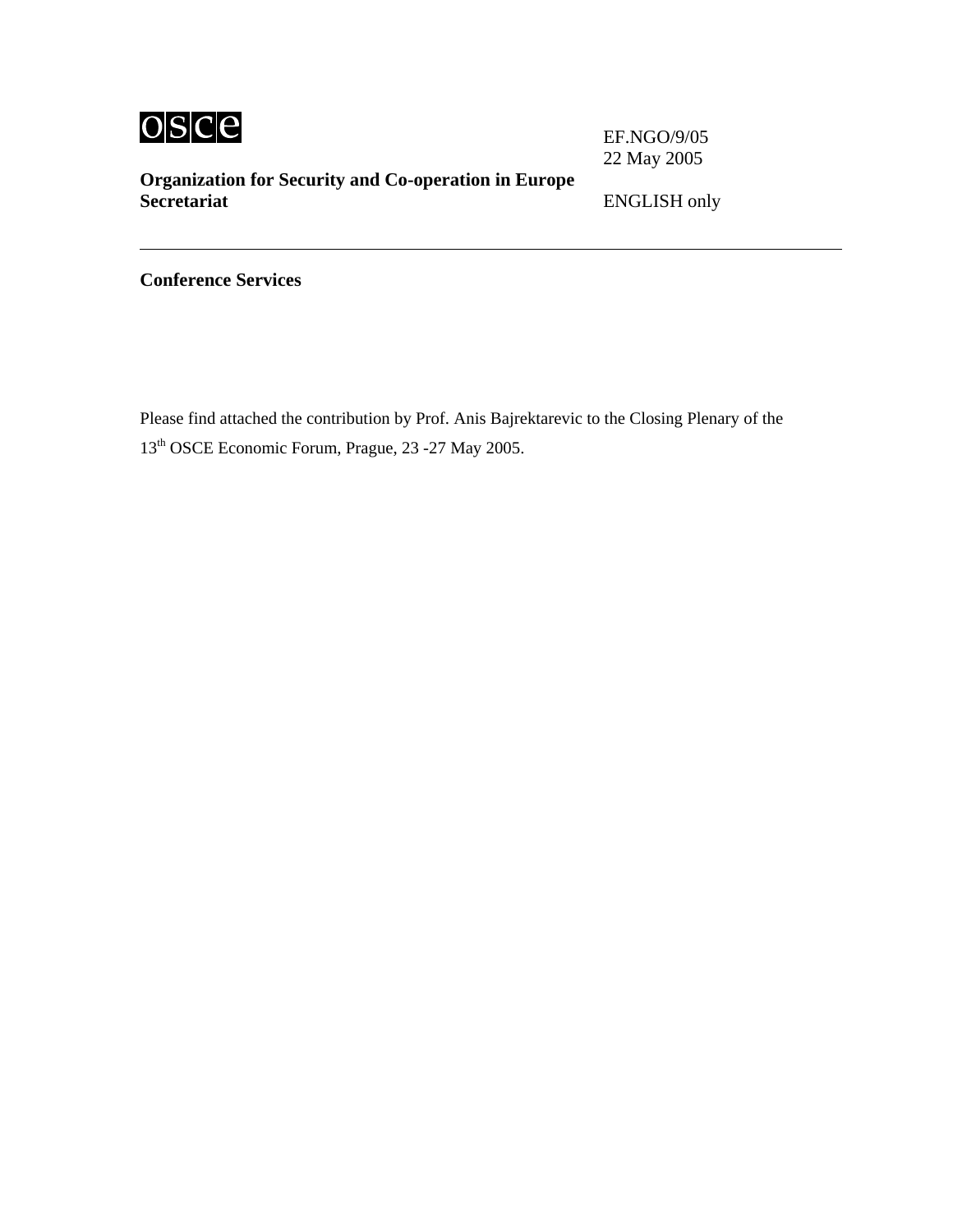osce

EF.NGO/9/05
22 May 2005

**Organization for Security and Co-operation in Europe**
**Secretariat**

ENGLISH only

---

**Conference Services**

Please find attached the contribution by Prof. Anis Bajrektarevic to the Closing Plenary of the 13th OSCE Economic Forum, Prague, 23 -27 May 2005.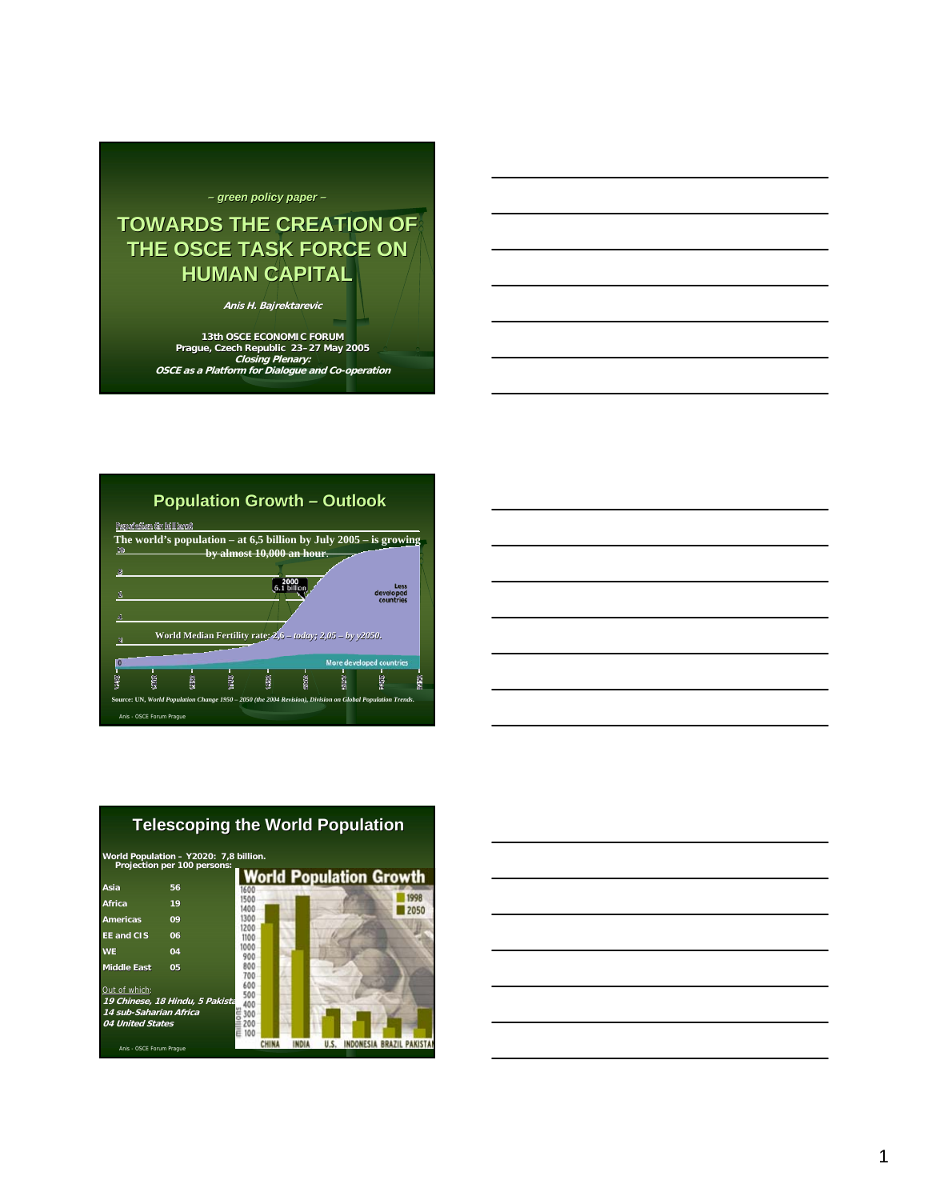– green policy paper –

# TOWARDS THE CREATION OF THE OSCE TASK FORCE ON HUMAN CAPITAL

*Anis H. Bajrektarevic*

13th OSCE ECONOMIC FORUM
Prague, Czech Republic 23–27 May 2005
*Closing Plenary:*
*OSCE as a Platform for Dialogue and Co-operation*

## Population Growth – Outlook

The world's population – at 6,5 billion by July 2005 – is growing by almost 10,000 an hour.

World Median Fertility rate: *2,6 – today; 2,05 – by y2050.*

2000 6.1 billion

Less developed countries

More developed countries

**Source: UN,** *World Population Change 1950 – 2050 (the 2004 Revision), Division on Global Population Trends.*

## Telescoping the World Population

**World Population - Y2020: 7,8 billion.**
**Projection per 100 persons:**

| | |
|---|---|
| **Asia** | **56** |
| **Africa** | **19** |
| **Americas** | **09** |
| **EE and CIS** | **06** |
| **WE** | **04** |
| **Middle East** | **05** |

Out of which:
*19 Chinese, 18 Hindu, 5 Pakistani*
*14 sub-Saharian Africa*
*04 United States*

**World Population Growth**

1998
2050

CHINA INDIA U.S. INDONESIA BRAZIL PAKISTAN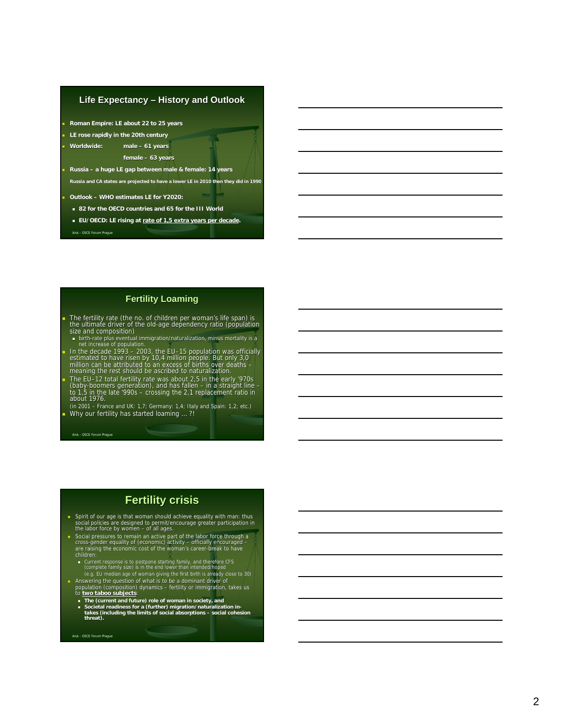## Life Expectancy – History and Outlook

- **Roman Empire: LE about 22 to 25 years**
- **LE rose rapidly in the 20th century**
- **Worldwide: male – 61 years**
  **female – 63 years**
- **Russia – a huge LE gap between male & female: 14 years**
  **Russia and CA states are projected to have a lower LE in 2010 then they did in 1990**
- **Outlook – WHO estimates LE for Y2020:**
  - **82 for the OECD countries and 65 for the III World**
  - **EU/OECD: LE rising at rate of 1,5 extra years per decade.**

Anis - OSCE Forum Prague

## Fertility Loaming

- The fertility rate (the no. of children per woman's life span) is the ultimate driver of the old-age dependency ratio (population size and composition)
  - birth-rate plus eventual immigration/naturalization, minus mortality is a net increase of population.
- In the decade 1993 – 2003, the EU–15 population was officially estimated to have risen by 10,4 million people. But only 3,0 million can be attributed to an excess of births over deaths – meaning the rest should be ascribed to naturalization.
- The EU–12 total fertility rate was about 2,5 in the early '970s (baby-boomers generation), and has fallen – in a straight line – to 1,5 in the late '990s – crossing the 2,1 replacement ratio in about 1976.

  (in 2001 – France and UK: 1,7; Germany: 1,4; Italy and Spain: 1,2; etc.)
- Why our fertility has started loaming ... ?!

Anis - OSCE Forum Prague

## Fertility crisis

- Spirit of our age is that woman should achieve equality with man: thus social policies are designed to permit/encourage greater participation in the labor force by women – of all ages.
- Social pressures to remain an active part of the labor force through a cross-gender equality of (economic) activity – officially encouraged – are raising the economic cost of the woman's career-break to have children:
  - Current response is to postpone starting family, and therefore CFS (complete family size) is in the end lower than intended/hoped
  
    (e.g. EU median age of woman giving the first birth is already close to 30)
- Answering the question of what is to be a dominant driver of population (composition) dynamics – fertility or immigration, takes us to **two taboo subjects**:
  - **The (current and future) role of woman in society, and**
  - **Societal readiness for a (further) migration/naturalization in-takes (including the limits of social absorptions – social cohesion threat).**

Anis - OSCE Forum Prague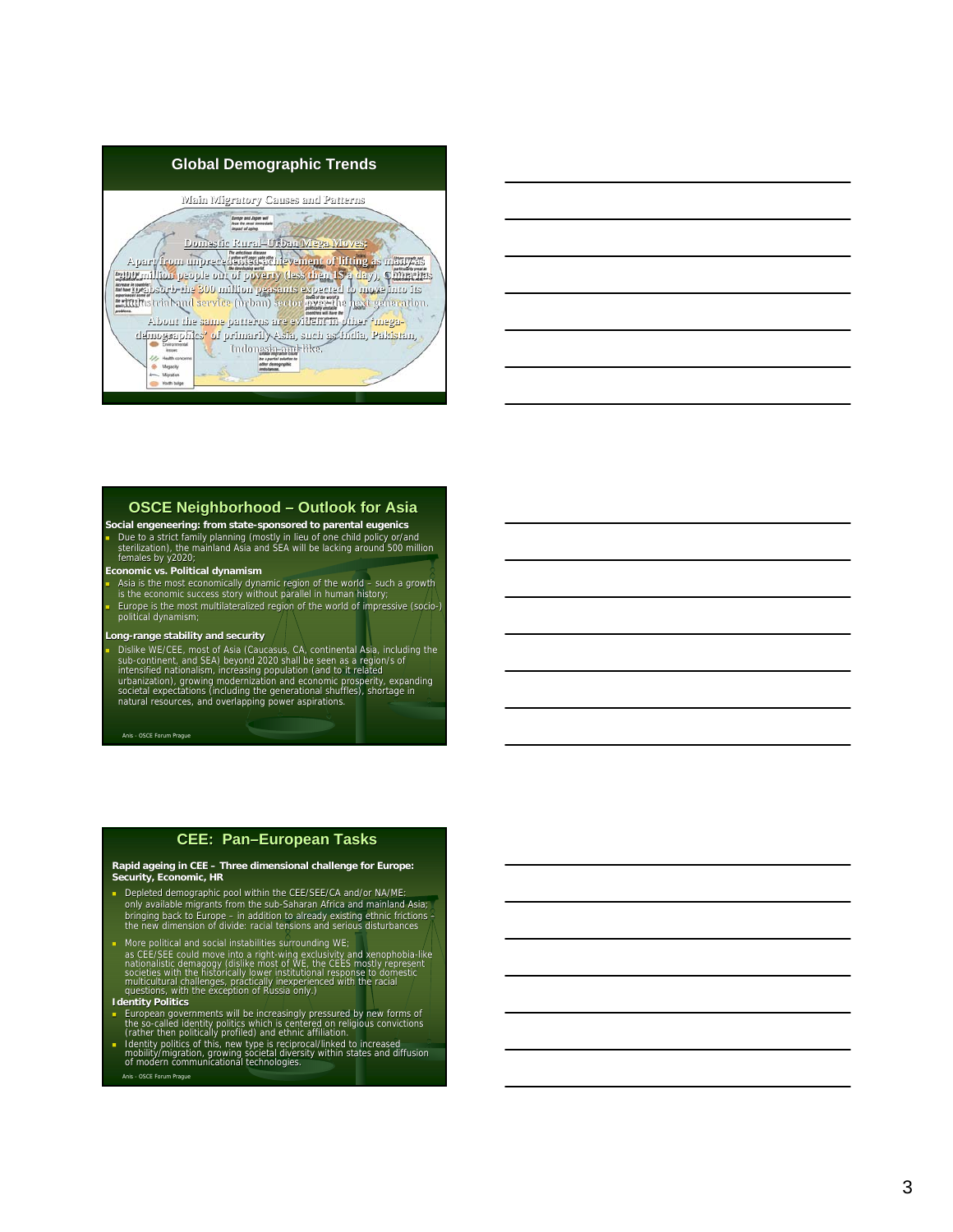## Global Demographic Trends

Main Migratory Causes and Patterns

Domestic Rural–Urban Mega Moves:

Apart from unprecedented achievement of lifting as many as ~400 million people out of poverty (less then 1$ a day), China has to absorb the 300 million peasants expected to move into its industrial and service (urban) sector over the next generation.

About the same patterns are evident in other 'mega-demographics' of primarily Asia, such as India, Pakistan, Indonesia and like.

## OSCE Neighborhood – Outlook for Asia

**Social engeneering: from state-sponsored to parental eugenics**

- Due to a strict family planning (mostly in lieu of one child policy or/and sterilization), the mainland Asia and SEA will be lacking around 500 million females by y2020;

**Economic vs. Political dynamism**

- Asia is the most economically dynamic region of the world – such a growth is the economic success story without parallel in human history;
- Europe is the most multilateralized region of the world of impressive (socio-) political dynamism;

**Long-range stability and security**

- Dislike WE/CEE, most of Asia (Caucasus, CA, continental Asia, including the sub-continent, and SEA) beyond 2020 shall be seen as a region/s of intensified nationalism, increasing population (and to it related urbanization), growing modernization and economic prosperity, expanding societal expectations (including the generational shuffles), shortage in natural resources, and overlapping power aspirations.

Anis - OSCE Forum Prague

## CEE: Pan–European Tasks

**Rapid ageing in CEE – Three dimensional challenge for Europe: Security, Economic, HR**

- Depleted demographic pool within the CEE/SEE/CA and/or NA/ME: only available migrants from the sub-Saharan Africa and mainland Asia; bringing back to Europe – in addition to already existing ethnic frictions – the new dimension of divide: racial tensions and serious disturbances
- More political and social instabilities surrounding WE; as CEE/SEE could move into a right-wing exclusivity and xenophobia-like nationalistic demagogy (dislike most of WE, the CEES mostly represent societies with the historically lower institutional response to domestic multicultural challenges, practically inexperienced with the racial questions, with the exception of Russia only.)

**Identity Politics**

- European governments will be increasingly pressured by new forms of the so-called identity politics which is centered on religious convictions (rather then politically profiled) and ethnic affiliation.
- Identity politics of this, new type is reciprocal/linked to increased mobility/migration, growing societal diversity within states and diffusion of modern communicational technologies.

Anis - OSCE Forum Prague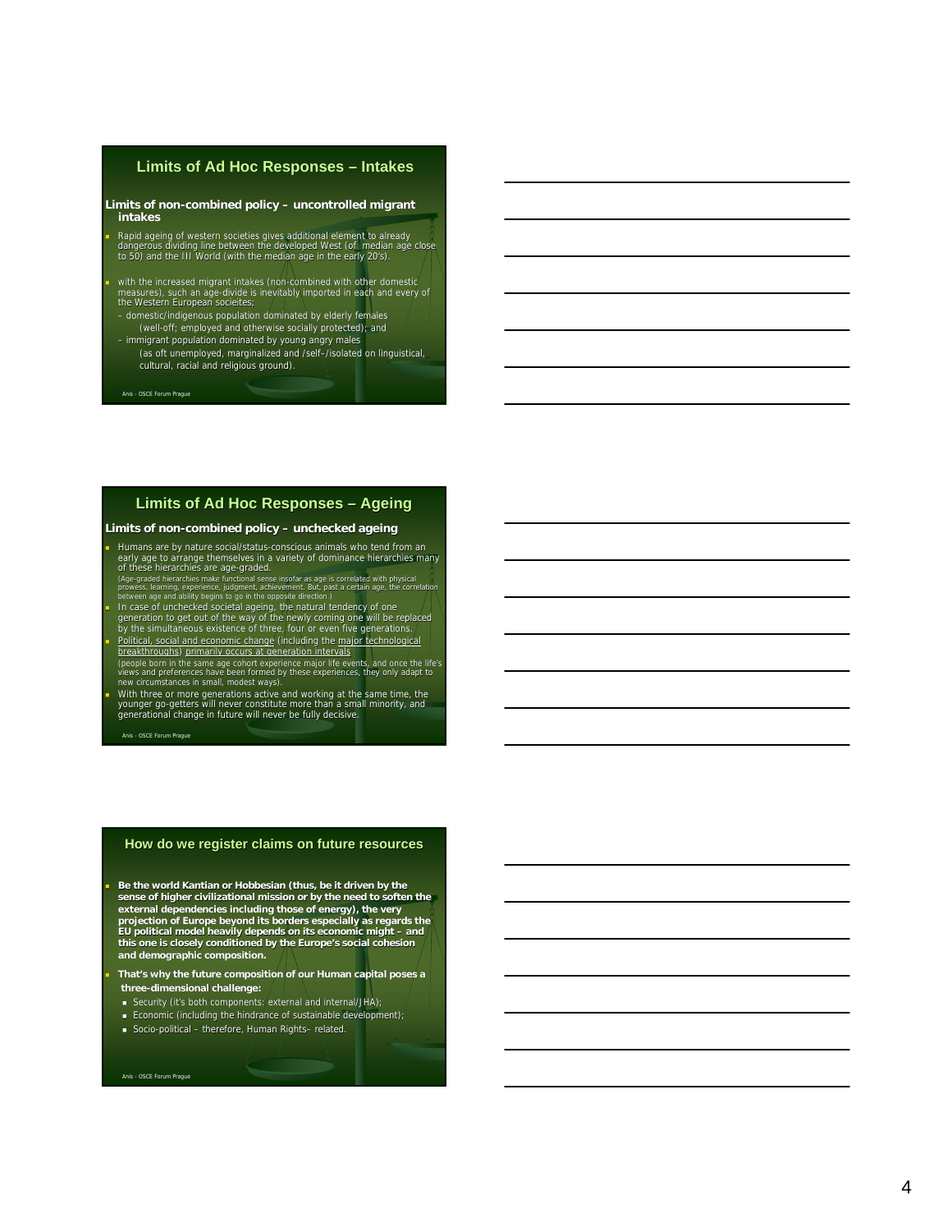## Limits of Ad Hoc Responses – Intakes

**Limits of non-combined policy – uncontrolled migrant intakes**

- Rapid ageing of western societies gives additional element to already dangerous dividing line between the developed West (of median age close to 50) and the III World (with the median age in the early 20's).
- with the increased migrant intakes (non-combined with other domestic measures), such an age-divide is inevitably imported in each and every of the Western European socieites;
  - domestic/indigenous population dominated by elderly females (well-off; employed and otherwise socially protected); and
  - immigrant population dominated by young angry males (as oft unemployed, marginalized and /self-/isolated on linguistical, cultural, racial and religious ground).

Anis - OSCE Forum Prague

## Limits of Ad Hoc Responses – Ageing

**Limits of non-combined policy – unchecked ageing**

- Humans are by nature social/status-conscious animals who tend from an early age to arrange themselves in a variety of dominance hierarchies many of these hierarchies are age-graded.
  (Age-graded hierarchies make functional sense insofar as age is correlated with physical prowess, learning, experience, judgment, achievement. But, past a certain age, the correlation between age and ability begins to go in the opposite direction.)
- In case of unchecked societal ageing, the natural tendency of one generation to get out of the way of the newly coming one will be replaced by the simultaneous existence of three, four or even five generations.
- Political, social and economic change (including the major technological breakthroughs) primarily occurs at generation intervals
  (people born in the same age cohort experience major life events, and once the life's views and preferences have been formed by these experiences, they only adapt to new circumstances in small, modest ways).
- With three or more generations active and working at the same time, the younger go-getters will never constitute more than a small minority, and generational change in future will never be fully decisive.

Anis - OSCE Forum Prague

## How do we register claims on future resources

- **Be the world Kantian or Hobbesian (thus, be it driven by the sense of higher civilizational mission or by the need to soften the external dependencies including those of energy), the very projection of Europe beyond its borders especially as regards the EU political model heavily depends on its economic might – and this one is closely conditioned by the Europe's social cohesion and demographic composition.**
- **That's why the future composition of our Human capital poses a three-dimensional challenge:**
  - Security (it's both components: external and internal/JHA);
  - Economic (including the hindrance of sustainable development);
  - Socio-political – therefore, Human Rights- related.

Anis - OSCE Forum Prague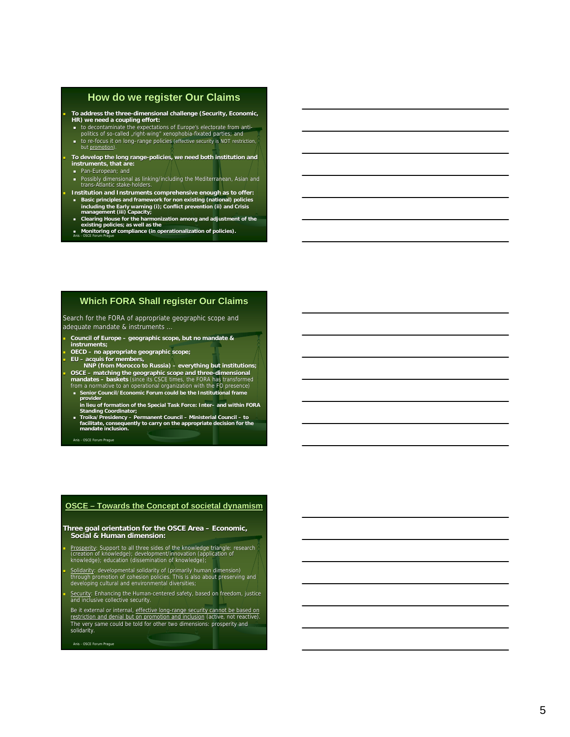## How do we register Our Claims

- **To address the three-dimensional challenge (Security, Economic, HR) we need a coupling effort:**
  - to decontaminate the expectations of Europe's electorate from anti-politics of so-called „right-wing" xenophobia-fixated parties; and
  - to re-focus it on long-range policies (effective security is NOT restriction, but promotion).
- **To develop the long range-policies, we need both institution and instruments, that are:**
  - Pan-European; and
  - Possibly dimensional as linking/including the Mediterranean, Asian and trans-Atlantic stake-holders.
- **Institution and Instruments comprehensive enough as to offer:**
  - **Basic principles and framework for non existing (national) policies including the Early warning (i); Conflict prevention (ii) and Crisis management (iii) Capacity;**
  - **Clearing House for the harmonization among and adjustment of the existing policies; as well as the**
  - **Monitoring of compliance (in operationalization of policies).**

Anis - OSCE Forum Prague

## Which FORA Shall register Our Claims

Search for the FORA of appropriate geographic scope and adequate mandate & instruments ...

- **Council of Europe – geographic scope, but no mandate & instruments;**
- **OECD – no appropriate geographic scope;**
- **EU – acquis for members,**
  **NNP (from Morocco to Russia) – everything but institutions;**
- **OSCE – matching the geographic scope and three-dimensional mandates – baskets** (since its CSCE times, the FORA has transformed from a normative to an operational organization with the FO presence)
  - **Senior Council/Economic Forum could be the Institutional frame provider**
    **in lieu of formation of the Special Task Force: Inter- and within FORA Standing Coordinator;**
  - **Troika/Presidency – Permanent Council – Ministerial Council – to facilitate, consequently to carry on the appropriate decision for the mandate inclusion.**

Anis - OSCE Forum Prague

## OSCE – Towards the Concept of societal dynamism

**Three goal orientation for the OSCE Area – Economic, Social & Human dimension:**

- Prosperity: Support to all three sides of the knowledge triangle: research (creation of knowledge); development/innovation (application of knowledge); education (dissemination of knowledge);
- Solidarity: developmental solidarity of (primarily human dimension) through promotion of cohesion policies. This is also about preserving and developing cultural and environmental diversities;
- Security: Enhancing the Human-centered safety, based on freedom, justice and inclusive collective security.

  Be it external or internal, effective long-range security cannot be based on restriction and denial but on promotion and inclusion (active, not reactive). The very same could be told for other two dimensions: prosperity and solidarity.

Anis - OSCE Forum Prague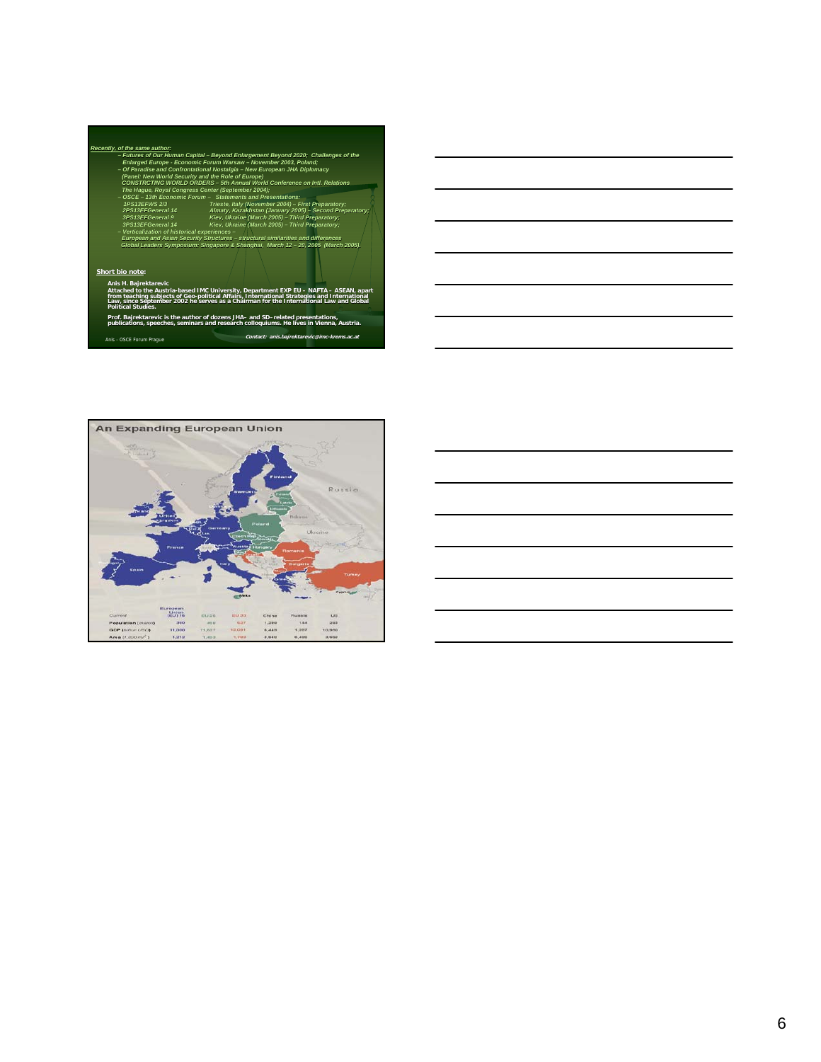*Recently, of the same author:*

- *Futures of Our Human Capital – Beyond Enlargement Beyond 2020; Challenges of the Enlarged Europe - Economic Forum Warsaw – November 2003, Poland;*
- *Of Paradise and Confrontational Nostalgia – New European JHA Diplomacy (Panel: New World Security and the Role of Europe) CONSTRCTING WORLD ORDERS – 5th Annual World Conference on Intl. Relations The Hague, Royal Congress Center (September 2004);*
- *OSCE – 13th Economic Forum – Statements and Presentations:*
  - *1PS13EFWS 2/3 — Trieste, Italy (November 2004) – First Preparatory;*
  - *2PS13EFGeneral 14 — Almaty, Kazakhstan (January 2005) – Second Preparatory;*
  - *3PS13EFGeneral 9 — Kiev, Ukraine (March 2005) – Third Preparatory;*
  - *3PS13EFGeneral 14 — Kiev, Ukraine (March 2005) – Third Preparatory;*
- *Verticalization of historical experiences – European and Asian Security Structures – structural similarities and differences Global Leaders Symposium: Singapore & Shanghai, March 12 – 20, 2005 (March 2005).*

**Short bio note:**

**Anis H. Bajrektarevic**
**Attached to the Austria-based IMC University, Department EXP EU - NAFTA - ASEAN, apart from teaching subjects of Geo-political Affairs, International Strategies and International Law, since September 2002 he serves as a Chairman for the International Law and Global Political Studies.**

**Prof. Bajrektarevic is the author of dozens JHA- and SD- related presentations, publications, speeches, seminars and research colloquiums. He lives in Vienna, Austria.**

Anis - OSCE Forum Prague

*Contact: anis.bajrektarevic@imc-krems.ac.at*

## An Expanding European Union

Finland, Sweden, Russia, Ireland, United Kingdom, Germany, Poland, Belarus, Ukraine, France, Czech Rep, Slovakia, Austria, Hungary, Romania, Bulgaria, Italy, Spain, Greece, Turkey, Malta

| Current | European Union (EU) 15 | EU 25 | EU 33 | China | Russia | US |
|---|---|---|---|---|---|---|
| Population (*million*) | 380 | 459 | 527 | 1,286 | 144 | 282 |
| GDP (*billion USD*) | 11,000 | 11,837 | 12,091 | 5,445 | 1,207 | 10,850 |
| Area (*1,000 mi²*) | 1,213 | 1,403 | 1,769 | 3,649 | 6,496 | 3,650 |